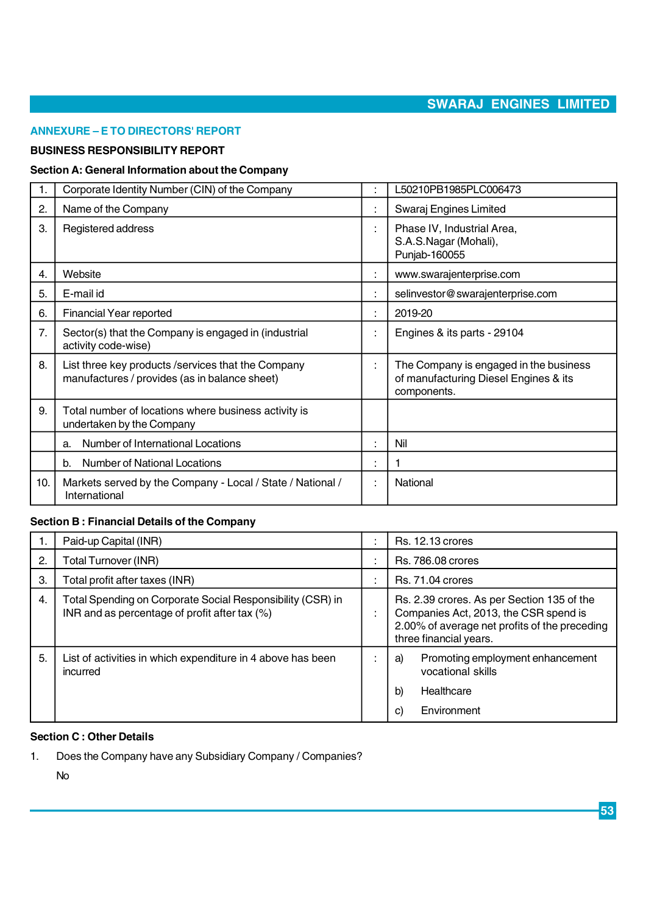## ANNEXURE – E TO DIRECTORS' REPORT

### BUSINESS RESPONSIBILITY REPORT

**Section A: General Information about the Company**

| | | | |
|---|---|---|---|
| 1. | Corporate Identity Number (CIN) of the Company | : | L50210PB1985PLC006473 |
| 2. | Name of the Company | : | Swaraj Engines Limited |
| 3. | Registered address | : | Phase IV, Industrial Area, S.A.S.Nagar (Mohali), Punjab-160055 |
| 4. | Website | : | www.swarajenterprise.com |
| 5. | E-mail id | : | selinvestor@swarajenterprise.com |
| 6. | Financial Year reported | : | 2019-20 |
| 7. | Sector(s) that the Company is engaged in (industrial activity code-wise) | : | Engines & its parts - 29104 |
| 8. | List three key products /services that the Company manufactures / provides (as in balance sheet) | : | The Company is engaged in the business of manufacturing Diesel Engines & its components. |
| 9. | Total number of locations where business activity is undertaken by the Company | | |
| | a. Number of International Locations | : | Nil |
| | b. Number of National Locations | : | 1 |
| 10. | Markets served by the Company - Local / State / National / International | : | National |

**Section B : Financial Details of the Company**

| | | | |
|---|---|---|---|
| 1. | Paid-up Capital (INR) | : | Rs. 12.13 crores |
| 2. | Total Turnover (INR) | : | Rs. 786.08 crores |
| 3. | Total profit after taxes (INR) | : | Rs. 71.04 crores |
| 4. | Total Spending on Corporate Social Responsibility (CSR) in INR and as percentage of profit after tax (%) | : | Rs. 2.39 crores. As per Section 135 of the Companies Act, 2013, the CSR spend is 2.00% of average net profits of the preceding three financial years. |
| 5. | List of activities in which expenditure in 4 above has been incurred | : | a) Promoting employment enhancement vocational skills<br>b) Healthcare<br>c) Environment |

**Section C : Other Details**

1. Does the Company have any Subsidiary Company / Companies?

   No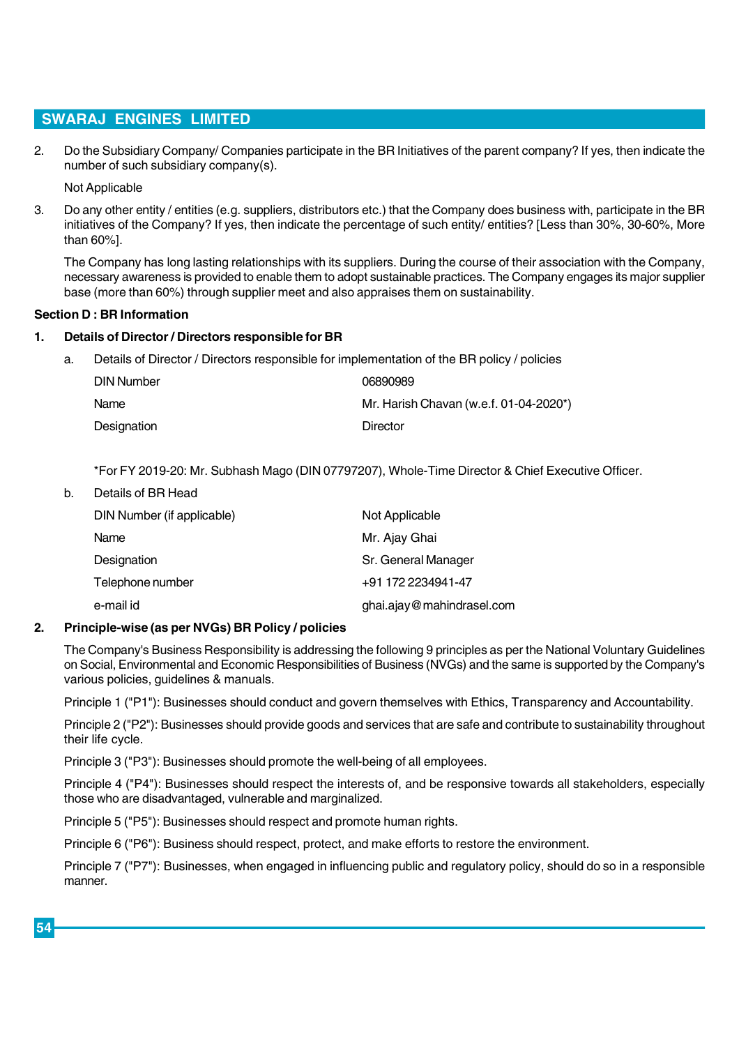2. Do the Subsidiary Company/ Companies participate in the BR Initiatives of the parent company? If yes, then indicate the number of such subsidiary company(s).

   Not Applicable

3. Do any other entity / entities (e.g. suppliers, distributors etc.) that the Company does business with, participate in the BR initiatives of the Company? If yes, then indicate the percentage of such entity/ entities? [Less than 30%, 30-60%, More than 60%].

   The Company has long lasting relationships with its suppliers. During the course of their association with the Company, necessary awareness is provided to enable them to adopt sustainable practices. The Company engages its major supplier base (more than 60%) through supplier meet and also appraises them on sustainability.

**Section D : BR Information**

**1. Details of Director / Directors responsible for BR**

a. Details of Director / Directors responsible for implementation of the BR policy / policies

| | |
|---|---|
| DIN Number | 06890989 |
| Name | Mr. Harish Chavan (w.e.f. 01-04-2020*) |
| Designation | Director |

*For FY 2019-20: Mr. Subhash Mago (DIN 07797207), Whole-Time Director & Chief Executive Officer.

b. Details of BR Head

| | |
|---|---|
| DIN Number (if applicable) | Not Applicable |
| Name | Mr. Ajay Ghai |
| Designation | Sr. General Manager |
| Telephone number | +91 172 2234941-47 |
| e-mail id | ghai.ajay@mahindrasel.com |

**2. Principle-wise (as per NVGs) BR Policy / policies**

The Company's Business Responsibility is addressing the following 9 principles as per the National Voluntary Guidelines on Social, Environmental and Economic Responsibilities of Business (NVGs) and the same is supported by the Company's various policies, guidelines & manuals.

Principle 1 ("P1"): Businesses should conduct and govern themselves with Ethics, Transparency and Accountability.

Principle 2 ("P2"): Businesses should provide goods and services that are safe and contribute to sustainability throughout their life cycle.

Principle 3 ("P3"): Businesses should promote the well-being of all employees.

Principle 4 ("P4"): Businesses should respect the interests of, and be responsive towards all stakeholders, especially those who are disadvantaged, vulnerable and marginalized.

Principle 5 ("P5"): Businesses should respect and promote human rights.

Principle 6 ("P6"): Business should respect, protect, and make efforts to restore the environment.

Principle 7 ("P7"): Businesses, when engaged in influencing public and regulatory policy, should do so in a responsible manner.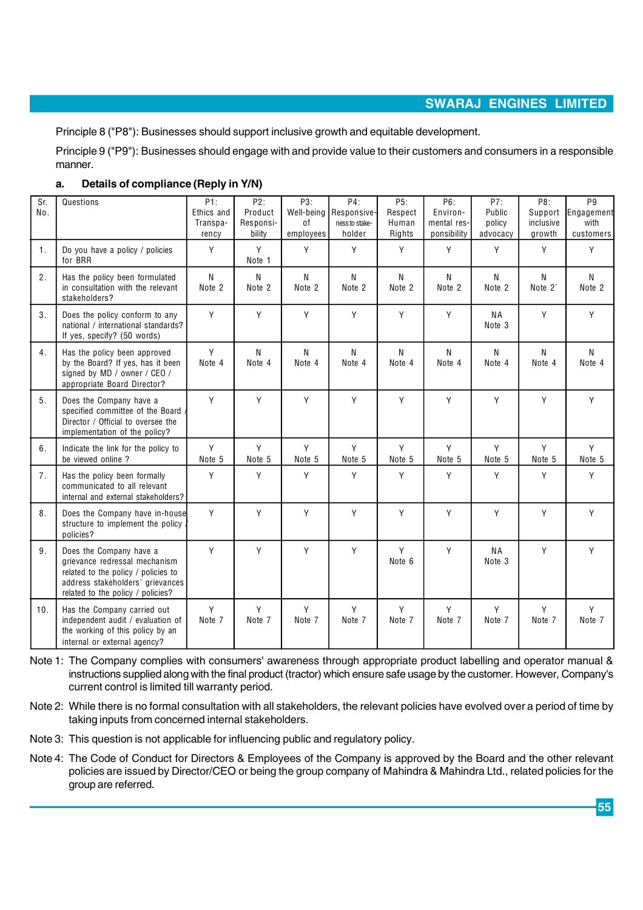Principle 8 ("P8"): Businesses should support inclusive growth and equitable development.

Principle 9 ("P9"): Businesses should engage with and provide value to their customers and consumers in a responsible manner.

**a. Details of compliance (Reply in Y/N)**

| Sr. No. | Questions | P1: Ethics and Transparency | P2: Product Responsibility | P3: Well-being of employees | P4: Responsiveness to stakeholder | P5: Respect Human Rights | P6: Environmental responsibility | P7: Public policy advocacy | P8: Support inclusive growth | P9 Engagement with customers |
|---|---|---|---|---|---|---|---|---|---|---|
| 1. | Do you have a policy / policies for BRR | Y | Y Note 1 | Y | Y | Y | Y | Y | Y | Y |
| 2. | Has the policy been formulated in consultation with the relevant stakeholders? | N Note 2 | N Note 2 | N Note 2 | N Note 2 | N Note 2 | N Note 2 | N Note 2 | N Note 2` | N Note 2 |
| 3. | Does the policy conform to any national / international standards? If yes, specify? (50 words) | Y | Y | Y | Y | Y | Y | NA Note 3 | Y | Y |
| 4. | Has the policy been approved by the Board? If yes, has it been signed by MD / owner / CEO / appropriate Board Director? | Y Note 4 | N Note 4 | N Note 4 | N Note 4 | N Note 4 | N Note 4 | N Note 4 | N Note 4 | N Note 4 |
| 5. | Does the Company have a specified committee of the Board / Director / Official to oversee the implementation of the policy? | Y | Y | Y | Y | Y | Y | Y | Y | Y |
| 6. | Indicate the link for the policy to be viewed online ? | Y Note 5 | Y Note 5 | Y Note 5 | Y Note 5 | Y Note 5 | Y Note 5 | Y Note 5 | Y Note 5 | Y Note 5 |
| 7. | Has the policy been formally communicated to all relevant internal and external stakeholders? | Y | Y | Y | Y | Y | Y | Y | Y | Y |
| 8. | Does the Company have in-house structure to implement the policy / policies? | Y | Y | Y | Y | Y | Y | Y | Y | Y |
| 9. | Does the Company have a grievance redressal mechanism related to the policy / policies to address stakeholders' grievances related to the policy / policies? | Y | Y | Y | Y | Y Note 6 | Y | NA Note 3 | Y | Y |
| 10. | Has the Company carried out independent audit / evaluation of the working of this policy by an internal or external agency? | Y Note 7 | Y Note 7 | Y Note 7 | Y Note 7 | Y Note 7 | Y Note 7 | Y Note 7 | Y Note 7 | Y Note 7 |

Note 1: The Company complies with consumers' awareness through appropriate product labelling and operator manual & instructions supplied along with the final product (tractor) which ensure safe usage by the customer. However, Company's current control is limited till warranty period.

Note 2: While there is no formal consultation with all stakeholders, the relevant policies have evolved over a period of time by taking inputs from concerned internal stakeholders.

Note 3: This question is not applicable for influencing public and regulatory policy.

Note 4: The Code of Conduct for Directors & Employees of the Company is approved by the Board and the other relevant policies are issued by Director/CEO or being the group company of Mahindra & Mahindra Ltd., related policies for the group are referred.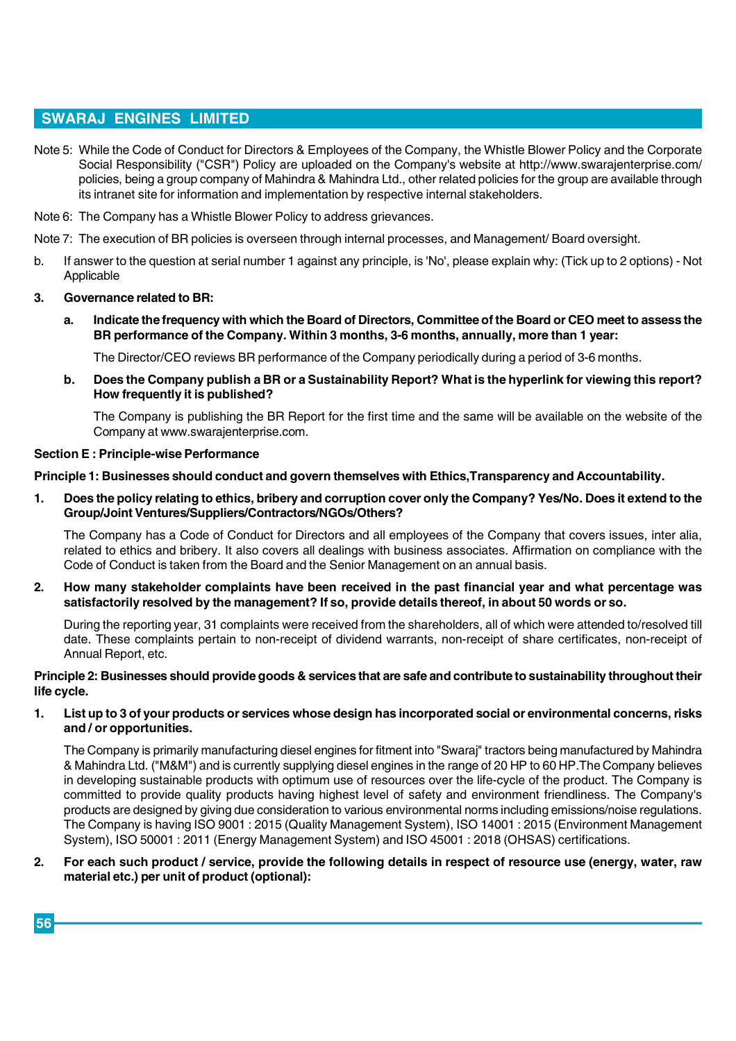Note 5: While the Code of Conduct for Directors & Employees of the Company, the Whistle Blower Policy and the Corporate Social Responsibility ("CSR") Policy are uploaded on the Company's website at http://www.swarajenterprise.com/ policies, being a group company of Mahindra & Mahindra Ltd., other related policies for the group are available through its intranet site for information and implementation by respective internal stakeholders.

Note 6: The Company has a Whistle Blower Policy to address grievances.

Note 7: The execution of BR policies is overseen through internal processes, and Management/ Board oversight.

b. If answer to the question at serial number 1 against any principle, is 'No', please explain why: (Tick up to 2 options) - Not Applicable

**3. Governance related to BR:**

**a. Indicate the frequency with which the Board of Directors, Committee of the Board or CEO meet to assess the BR performance of the Company. Within 3 months, 3-6 months, annually, more than 1 year:**

The Director/CEO reviews BR performance of the Company periodically during a period of 3-6 months.

**b. Does the Company publish a BR or a Sustainability Report? What is the hyperlink for viewing this report? How frequently it is published?**

The Company is publishing the BR Report for the first time and the same will be available on the website of the Company at www.swarajenterprise.com.

**Section E : Principle-wise Performance**

**Principle 1: Businesses should conduct and govern themselves with Ethics,Transparency and Accountability.**

**1. Does the policy relating to ethics, bribery and corruption cover only the Company? Yes/No. Does it extend to the Group/Joint Ventures/Suppliers/Contractors/NGOs/Others?**

The Company has a Code of Conduct for Directors and all employees of the Company that covers issues, inter alia, related to ethics and bribery. It also covers all dealings with business associates. Affirmation on compliance with the Code of Conduct is taken from the Board and the Senior Management on an annual basis.

**2. How many stakeholder complaints have been received in the past financial year and what percentage was satisfactorily resolved by the management? If so, provide details thereof, in about 50 words or so.**

During the reporting year, 31 complaints were received from the shareholders, all of which were attended to/resolved till date. These complaints pertain to non-receipt of dividend warrants, non-receipt of share certificates, non-receipt of Annual Report, etc.

**Principle 2: Businesses should provide goods & services that are safe and contribute to sustainability throughout their life cycle.**

**1. List up to 3 of your products or services whose design has incorporated social or environmental concerns, risks and / or opportunities.**

The Company is primarily manufacturing diesel engines for fitment into "Swaraj" tractors being manufactured by Mahindra & Mahindra Ltd. ("M&M") and is currently supplying diesel engines in the range of 20 HP to 60 HP.The Company believes in developing sustainable products with optimum use of resources over the life-cycle of the product. The Company is committed to provide quality products having highest level of safety and environment friendliness. The Company's products are designed by giving due consideration to various environmental norms including emissions/noise regulations. The Company is having ISO 9001 : 2015 (Quality Management System), ISO 14001 : 2015 (Environment Management System), ISO 50001 : 2011 (Energy Management System) and ISO 45001 : 2018 (OHSAS) certifications.

**2. For each such product / service, provide the following details in respect of resource use (energy, water, raw material etc.) per unit of product (optional):**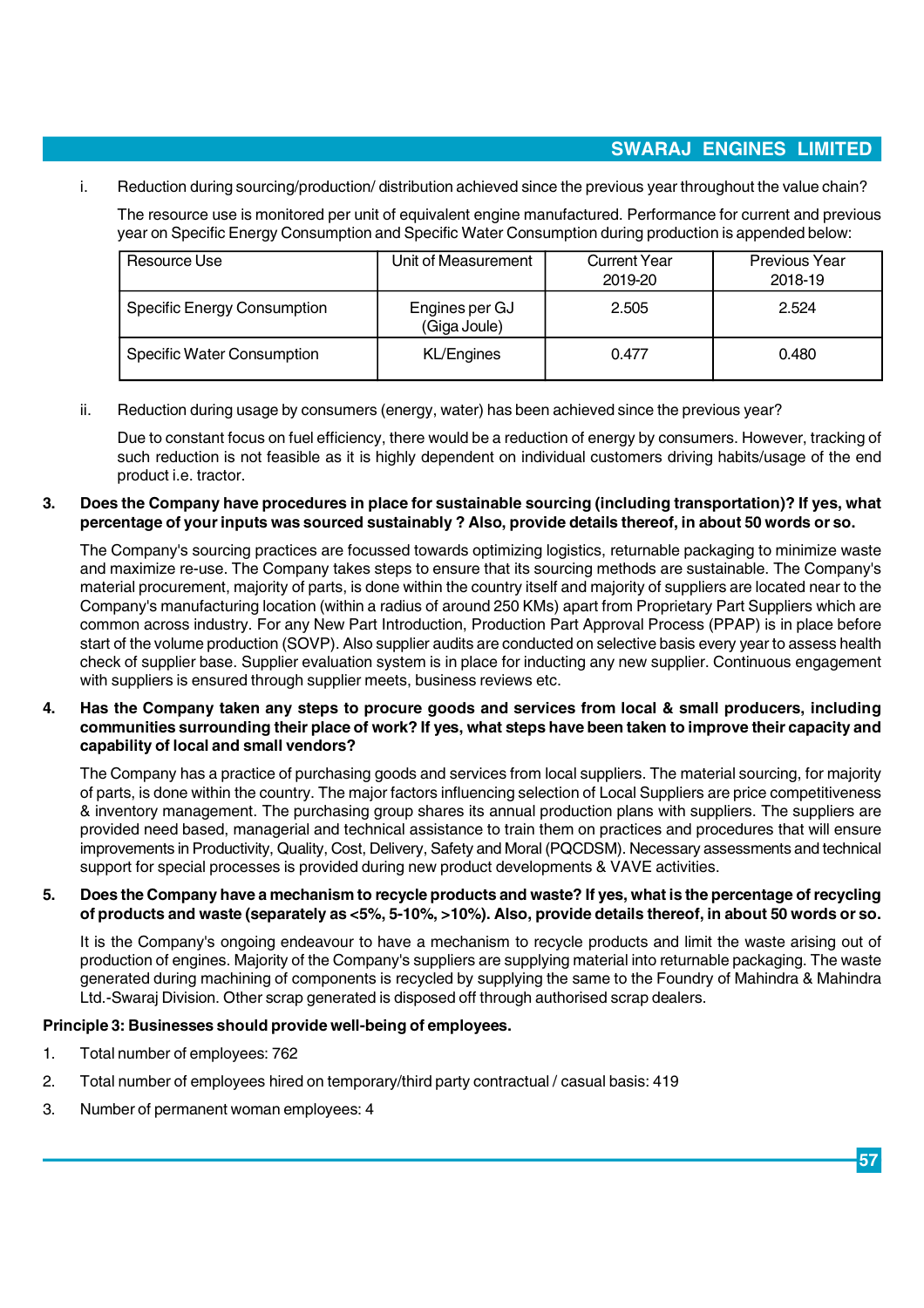i. Reduction during sourcing/production/ distribution achieved since the previous year throughout the value chain?

The resource use is monitored per unit of equivalent engine manufactured. Performance for current and previous year on Specific Energy Consumption and Specific Water Consumption during production is appended below:

| Resource Use | Unit of Measurement | Current Year 2019-20 | Previous Year 2018-19 |
|---|---|---|---|
| Specific Energy Consumption | Engines per GJ (Giga Joule) | 2.505 | 2.524 |
| Specific Water Consumption | KL/Engines | 0.477 | 0.480 |

ii. Reduction during usage by consumers (energy, water) has been achieved since the previous year?

Due to constant focus on fuel efficiency, there would be a reduction of energy by consumers. However, tracking of such reduction is not feasible as it is highly dependent on individual customers driving habits/usage of the end product i.e. tractor.

**3. Does the Company have procedures in place for sustainable sourcing (including transportation)? If yes, what percentage of your inputs was sourced sustainably ? Also, provide details thereof, in about 50 words or so.**

The Company's sourcing practices are focussed towards optimizing logistics, returnable packaging to minimize waste and maximize re-use. The Company takes steps to ensure that its sourcing methods are sustainable. The Company's material procurement, majority of parts, is done within the country itself and majority of suppliers are located near to the Company's manufacturing location (within a radius of around 250 KMs) apart from Proprietary Part Suppliers which are common across industry. For any New Part Introduction, Production Part Approval Process (PPAP) is in place before start of the volume production (SOVP). Also supplier audits are conducted on selective basis every year to assess health check of supplier base. Supplier evaluation system is in place for inducting any new supplier. Continuous engagement with suppliers is ensured through supplier meets, business reviews etc.

**4. Has the Company taken any steps to procure goods and services from local & small producers, including communities surrounding their place of work? If yes, what steps have been taken to improve their capacity and capability of local and small vendors?**

The Company has a practice of purchasing goods and services from local suppliers. The material sourcing, for majority of parts, is done within the country. The major factors influencing selection of Local Suppliers are price competitiveness & inventory management. The purchasing group shares its annual production plans with suppliers. The suppliers are provided need based, managerial and technical assistance to train them on practices and procedures that will ensure improvements in Productivity, Quality, Cost, Delivery, Safety and Moral (PQCDSM). Necessary assessments and technical support for special processes is provided during new product developments & VAVE activities.

**5. Does the Company have a mechanism to recycle products and waste? If yes, what is the percentage of recycling of products and waste (separately as <5%, 5-10%, >10%). Also, provide details thereof, in about 50 words or so.**

It is the Company's ongoing endeavour to have a mechanism to recycle products and limit the waste arising out of production of engines. Majority of the Company's suppliers are supplying material into returnable packaging. The waste generated during machining of components is recycled by supplying the same to the Foundry of Mahindra & Mahindra Ltd.-Swaraj Division. Other scrap generated is disposed off through authorised scrap dealers.

**Principle 3: Businesses should provide well-being of employees.**

1. Total number of employees: 762
2. Total number of employees hired on temporary/third party contractual / casual basis: 419
3. Number of permanent woman employees: 4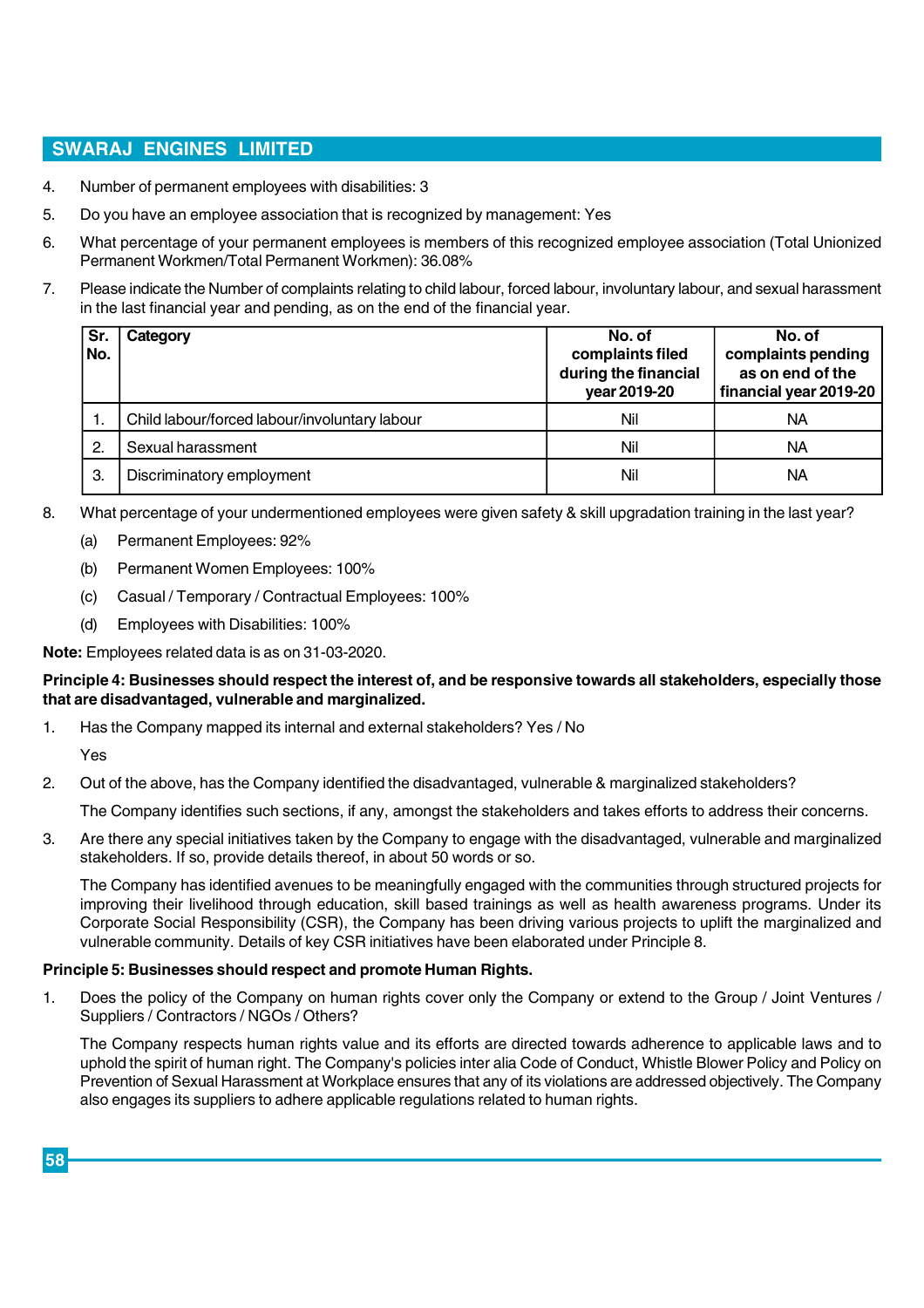4. Number of permanent employees with disabilities: 3
5. Do you have an employee association that is recognized by management: Yes
6. What percentage of your permanent employees is members of this recognized employee association (Total Unionized Permanent Workmen/Total Permanent Workmen): 36.08%
7. Please indicate the Number of complaints relating to child labour, forced labour, involuntary labour, and sexual harassment in the last financial year and pending, as on the end of the financial year.

| Sr. No. | Category | No. of complaints filed during the financial year 2019-20 | No. of complaints pending as on end of the financial year 2019-20 |
|---|---|---|---|
| 1. | Child labour/forced labour/involuntary labour | Nil | NA |
| 2. | Sexual harassment | Nil | NA |
| 3. | Discriminatory employment | Nil | NA |

8. What percentage of your undermentioned employees were given safety & skill upgradation training in the last year?
   - (a) Permanent Employees: 92%
   - (b) Permanent Women Employees: 100%
   - (c) Casual / Temporary / Contractual Employees: 100%
   - (d) Employees with Disabilities: 100%

**Note:** Employees related data is as on 31-03-2020.

**Principle 4: Businesses should respect the interest of, and be responsive towards all stakeholders, especially those that are disadvantaged, vulnerable and marginalized.**

1. Has the Company mapped its internal and external stakeholders? Yes / No

   Yes

2. Out of the above, has the Company identified the disadvantaged, vulnerable & marginalized stakeholders?

   The Company identifies such sections, if any, amongst the stakeholders and takes efforts to address their concerns.

3. Are there any special initiatives taken by the Company to engage with the disadvantaged, vulnerable and marginalized stakeholders. If so, provide details thereof, in about 50 words or so.

   The Company has identified avenues to be meaningfully engaged with the communities through structured projects for improving their livelihood through education, skill based trainings as well as health awareness programs. Under its Corporate Social Responsibility (CSR), the Company has been driving various projects to uplift the marginalized and vulnerable community. Details of key CSR initiatives have been elaborated under Principle 8.

**Principle 5: Businesses should respect and promote Human Rights.**

1. Does the policy of the Company on human rights cover only the Company or extend to the Group / Joint Ventures / Suppliers / Contractors / NGOs / Others?

   The Company respects human rights value and its efforts are directed towards adherence to applicable laws and to uphold the spirit of human right. The Company's policies inter alia Code of Conduct, Whistle Blower Policy and Policy on Prevention of Sexual Harassment at Workplace ensures that any of its violations are addressed objectively. The Company also engages its suppliers to adhere applicable regulations related to human rights.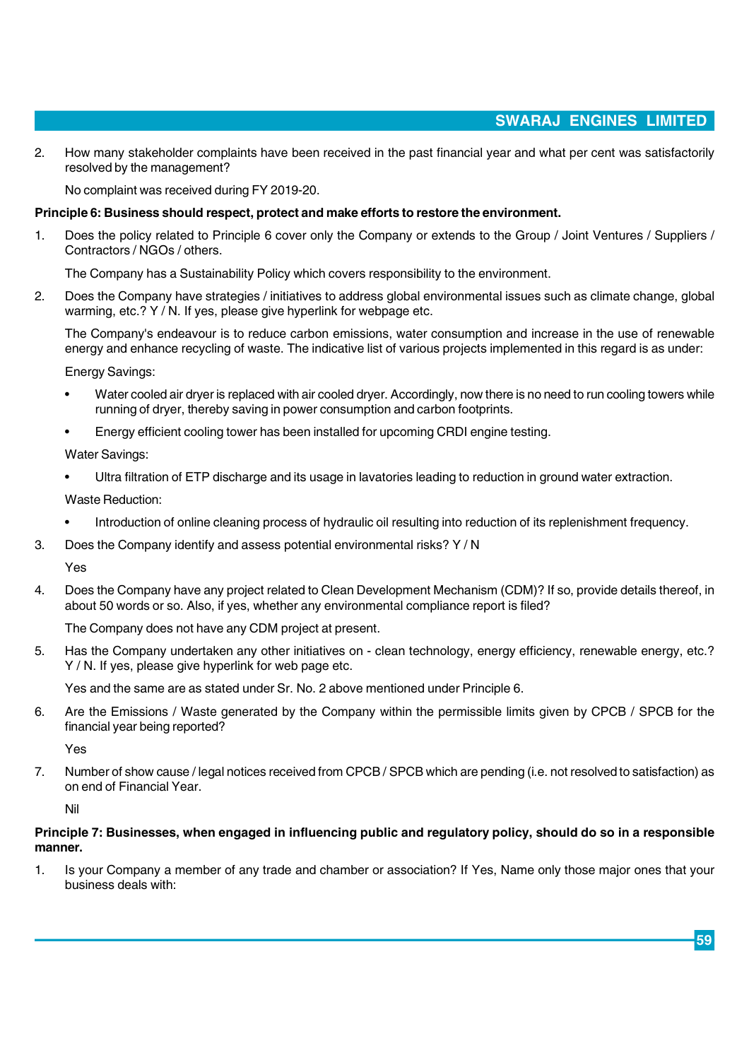2. How many stakeholder complaints have been received in the past financial year and what per cent was satisfactorily resolved by the management?

   No complaint was received during FY 2019-20.

**Principle 6: Business should respect, protect and make efforts to restore the environment.**

1. Does the policy related to Principle 6 cover only the Company or extends to the Group / Joint Ventures / Suppliers / Contractors / NGOs / others.

   The Company has a Sustainability Policy which covers responsibility to the environment.

2. Does the Company have strategies / initiatives to address global environmental issues such as climate change, global warming, etc.? Y / N. If yes, please give hyperlink for webpage etc.

   The Company's endeavour is to reduce carbon emissions, water consumption and increase in the use of renewable energy and enhance recycling of waste. The indicative list of various projects implemented in this regard is as under:

   Energy Savings:

   - Water cooled air dryer is replaced with air cooled dryer. Accordingly, now there is no need to run cooling towers while running of dryer, thereby saving in power consumption and carbon footprints.
   - Energy efficient cooling tower has been installed for upcoming CRDI engine testing.

   Water Savings:

   - Ultra filtration of ETP discharge and its usage in lavatories leading to reduction in ground water extraction.

   Waste Reduction:

   - Introduction of online cleaning process of hydraulic oil resulting into reduction of its replenishment frequency.

3. Does the Company identify and assess potential environmental risks? Y / N

   Yes

4. Does the Company have any project related to Clean Development Mechanism (CDM)? If so, provide details thereof, in about 50 words or so. Also, if yes, whether any environmental compliance report is filed?

   The Company does not have any CDM project at present.

5. Has the Company undertaken any other initiatives on - clean technology, energy efficiency, renewable energy, etc.? Y / N. If yes, please give hyperlink for web page etc.

   Yes and the same are as stated under Sr. No. 2 above mentioned under Principle 6.

6. Are the Emissions / Waste generated by the Company within the permissible limits given by CPCB / SPCB for the financial year being reported?

   Yes

7. Number of show cause / legal notices received from CPCB / SPCB which are pending (i.e. not resolved to satisfaction) as on end of Financial Year.

   Nil

**Principle 7: Businesses, when engaged in influencing public and regulatory policy, should do so in a responsible manner.**

1. Is your Company a member of any trade and chamber or association? If Yes, Name only those major ones that your business deals with: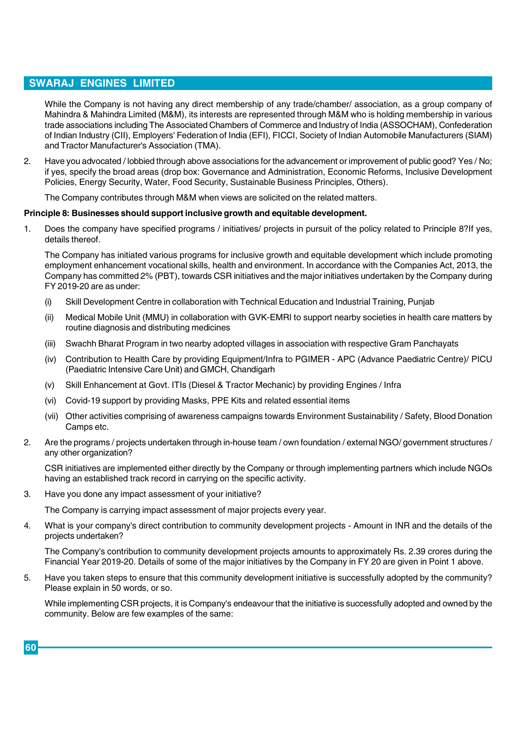While the Company is not having any direct membership of any trade/chamber/ association, as a group company of Mahindra & Mahindra Limited (M&M), its interests are represented through M&M who is holding membership in various trade associations including The Associated Chambers of Commerce and Industry of India (ASSOCHAM), Confederation of Indian Industry (CII), Employers' Federation of India (EFI), FICCI, Society of Indian Automobile Manufacturers (SIAM) and Tractor Manufacturer's Association (TMA).

2. Have you advocated / lobbied through above associations for the advancement or improvement of public good? Yes / No; if yes, specify the broad areas (drop box: Governance and Administration, Economic Reforms, Inclusive Development Policies, Energy Security, Water, Food Security, Sustainable Business Principles, Others).

   The Company contributes through M&M when views are solicited on the related matters.

**Principle 8: Businesses should support inclusive growth and equitable development.**

1. Does the company have specified programs / initiatives/ projects in pursuit of the policy related to Principle 8?If yes, details thereof.

   The Company has initiated various programs for inclusive growth and equitable development which include promoting employment enhancement vocational skills, health and environment. In accordance with the Companies Act, 2013, the Company has committed 2% (PBT), towards CSR initiatives and the major initiatives undertaken by the Company during FY 2019-20 are as under:

   (i) Skill Development Centre in collaboration with Technical Education and Industrial Training, Punjab

   (ii) Medical Mobile Unit (MMU) in collaboration with GVK-EMRI to support nearby societies in health care matters by routine diagnosis and distributing medicines

   (iii) Swachh Bharat Program in two nearby adopted villages in association with respective Gram Panchayats

   (iv) Contribution to Health Care by providing Equipment/Infra to PGIMER - APC (Advance Paediatric Centre)/ PICU (Paediatric Intensive Care Unit) and GMCH, Chandigarh

   (v) Skill Enhancement at Govt. ITIs (Diesel & Tractor Mechanic) by providing Engines / Infra

   (vi) Covid-19 support by providing Masks, PPE Kits and related essential items

   (vii) Other activities comprising of awareness campaigns towards Environment Sustainability / Safety, Blood Donation Camps etc.

2. Are the programs / projects undertaken through in-house team / own foundation / external NGO/ government structures / any other organization?

   CSR initiatives are implemented either directly by the Company or through implementing partners which include NGOs having an established track record in carrying on the specific activity.

3. Have you done any impact assessment of your initiative?

   The Company is carrying impact assessment of major projects every year.

4. What is your company's direct contribution to community development projects - Amount in INR and the details of the projects undertaken?

   The Company's contribution to community development projects amounts to approximately Rs. 2.39 crores during the Financial Year 2019-20. Details of some of the major initiatives by the Company in FY 20 are given in Point 1 above.

5. Have you taken steps to ensure that this community development initiative is successfully adopted by the community? Please explain in 50 words, or so.

   While implementing CSR projects, it is Company's endeavour that the initiative is successfully adopted and owned by the community. Below are few examples of the same: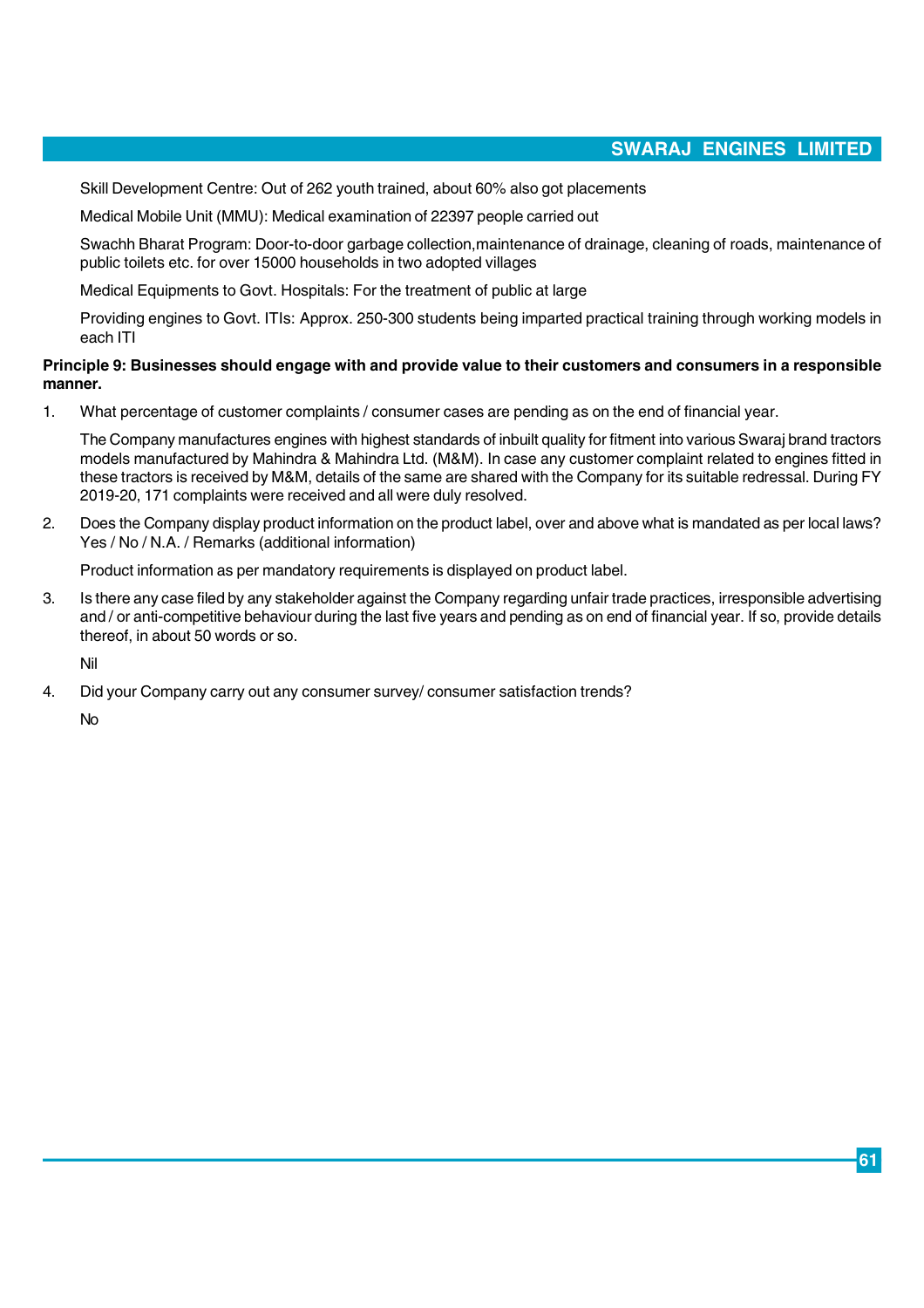Skill Development Centre: Out of 262 youth trained, about 60% also got placements

Medical Mobile Unit (MMU): Medical examination of 22397 people carried out

Swachh Bharat Program: Door-to-door garbage collection,maintenance of drainage, cleaning of roads, maintenance of public toilets etc. for over 15000 households in two adopted villages

Medical Equipments to Govt. Hospitals: For the treatment of public at large

Providing engines to Govt. ITIs: Approx. 250-300 students being imparted practical training through working models in each ITI

**Principle 9: Businesses should engage with and provide value to their customers and consumers in a responsible manner.**

1. What percentage of customer complaints / consumer cases are pending as on the end of financial year.

   The Company manufactures engines with highest standards of inbuilt quality for fitment into various Swaraj brand tractors models manufactured by Mahindra & Mahindra Ltd. (M&M). In case any customer complaint related to engines fitted in these tractors is received by M&M, details of the same are shared with the Company for its suitable redressal. During FY 2019-20, 171 complaints were received and all were duly resolved.

2. Does the Company display product information on the product label, over and above what is mandated as per local laws? Yes / No / N.A. / Remarks (additional information)

   Product information as per mandatory requirements is displayed on product label.

3. Is there any case filed by any stakeholder against the Company regarding unfair trade practices, irresponsible advertising and / or anti-competitive behaviour during the last five years and pending as on end of financial year. If so, provide details thereof, in about 50 words or so.

   Nil

4. Did your Company carry out any consumer survey/ consumer satisfaction trends?

   No